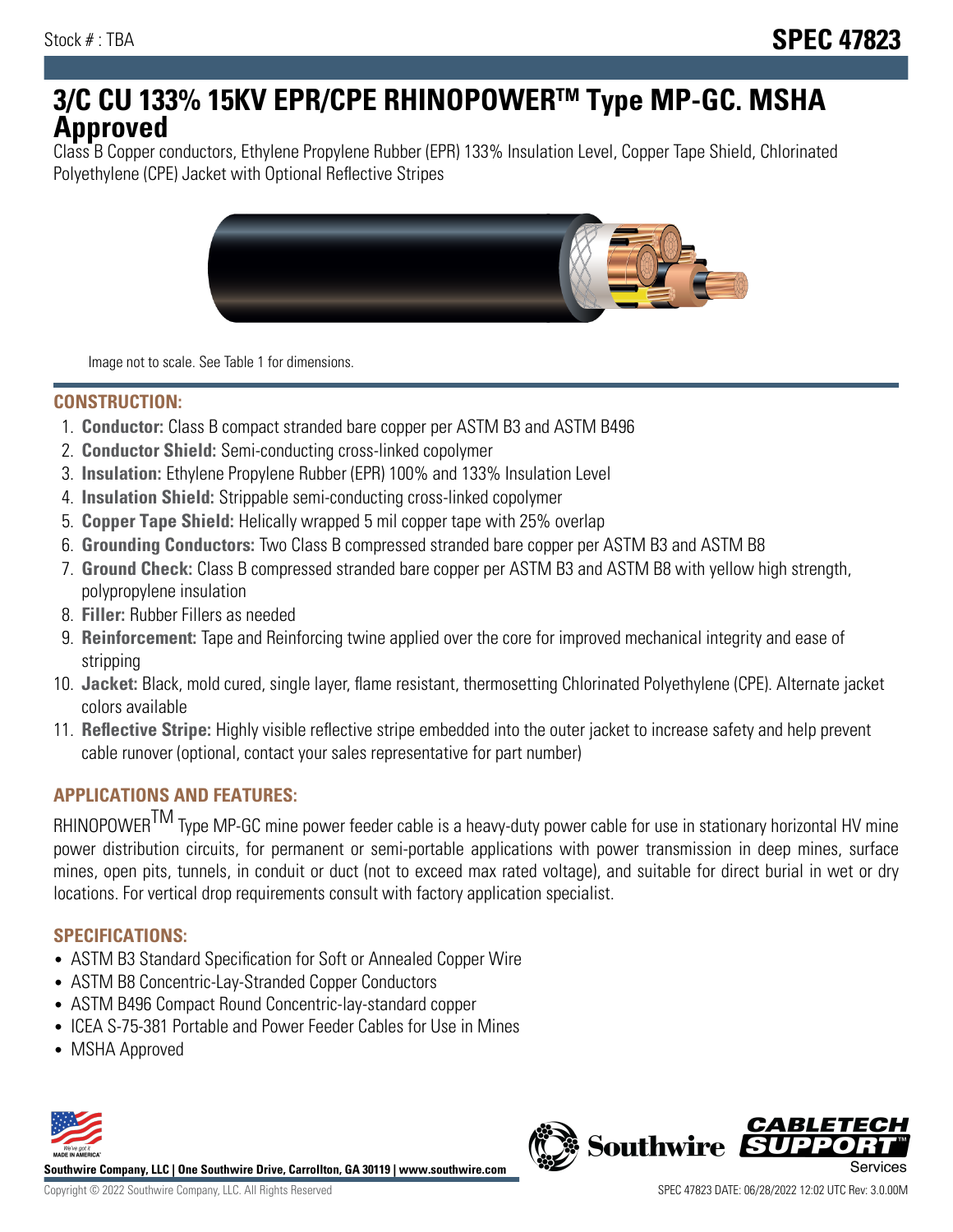Stock # : TBA

**SPEC 47823**

# 3/C CU 133% 15KV EPR/CPE RHINOPOWER™ Type MP-GC. MSHA Approved

Class B Copper conductors, Ethylene Propylene Rubber (EPR) 133% Insulation Level, Copper Tape Shield, Chlorinated Polyethylene (CPE) Jacket with Optional Reflective Stripes

Image not to scale. See Table 1 for dimensions.

## CONSTRUCTION:

1. **Conductor:** Class B compact stranded bare copper per ASTM B3 and ASTM B496
2. **Conductor Shield:** Semi-conducting cross-linked copolymer
3. **Insulation:** Ethylene Propylene Rubber (EPR) 100% and 133% Insulation Level
4. **Insulation Shield:** Strippable semi-conducting cross-linked copolymer
5. **Copper Tape Shield:** Helically wrapped 5 mil copper tape with 25% overlap
6. **Grounding Conductors:** Two Class B compressed stranded bare copper per ASTM B3 and ASTM B8
7. **Ground Check:** Class B compressed stranded bare copper per ASTM B3 and ASTM B8 with yellow high strength, polypropylene insulation
8. **Filler:** Rubber Fillers as needed
9. **Reinforcement:** Tape and Reinforcing twine applied over the core for improved mechanical integrity and ease of stripping
10. **Jacket:** Black, mold cured, single layer, flame resistant, thermosetting Chlorinated Polyethylene (CPE). Alternate jacket colors available
11. **Reflective Stripe:** Highly visible reflective stripe embedded into the outer jacket to increase safety and help prevent cable runover (optional, contact your sales representative for part number)

## APPLICATIONS AND FEATURES:

RHINOPOWER™ Type MP-GC mine power feeder cable is a heavy-duty power cable for use in stationary horizontal HV mine power distribution circuits, for permanent or semi-portable applications with power transmission in deep mines, surface mines, open pits, tunnels, in conduit or duct (not to exceed max rated voltage), and suitable for direct burial in wet or dry locations. For vertical drop requirements consult with factory application specialist.

## SPECIFICATIONS:

- ASTM B3 Standard Specification for Soft or Annealed Copper Wire
- ASTM B8 Concentric-Lay-Stranded Copper Conductors
- ASTM B496 Compact Round Concentric-lay-standard copper
- ICEA S-75-381 Portable and Power Feeder Cables for Use in Mines
- MSHA Approved

Southwire Company, LLC | One Southwire Drive, Carrollton, GA 30119 | www.southwire.com

Copyright © 2022 Southwire Company, LLC. All Rights Reserved

SPEC 47823 DATE: 06/28/2022 12:02 UTC Rev: 3.0.00M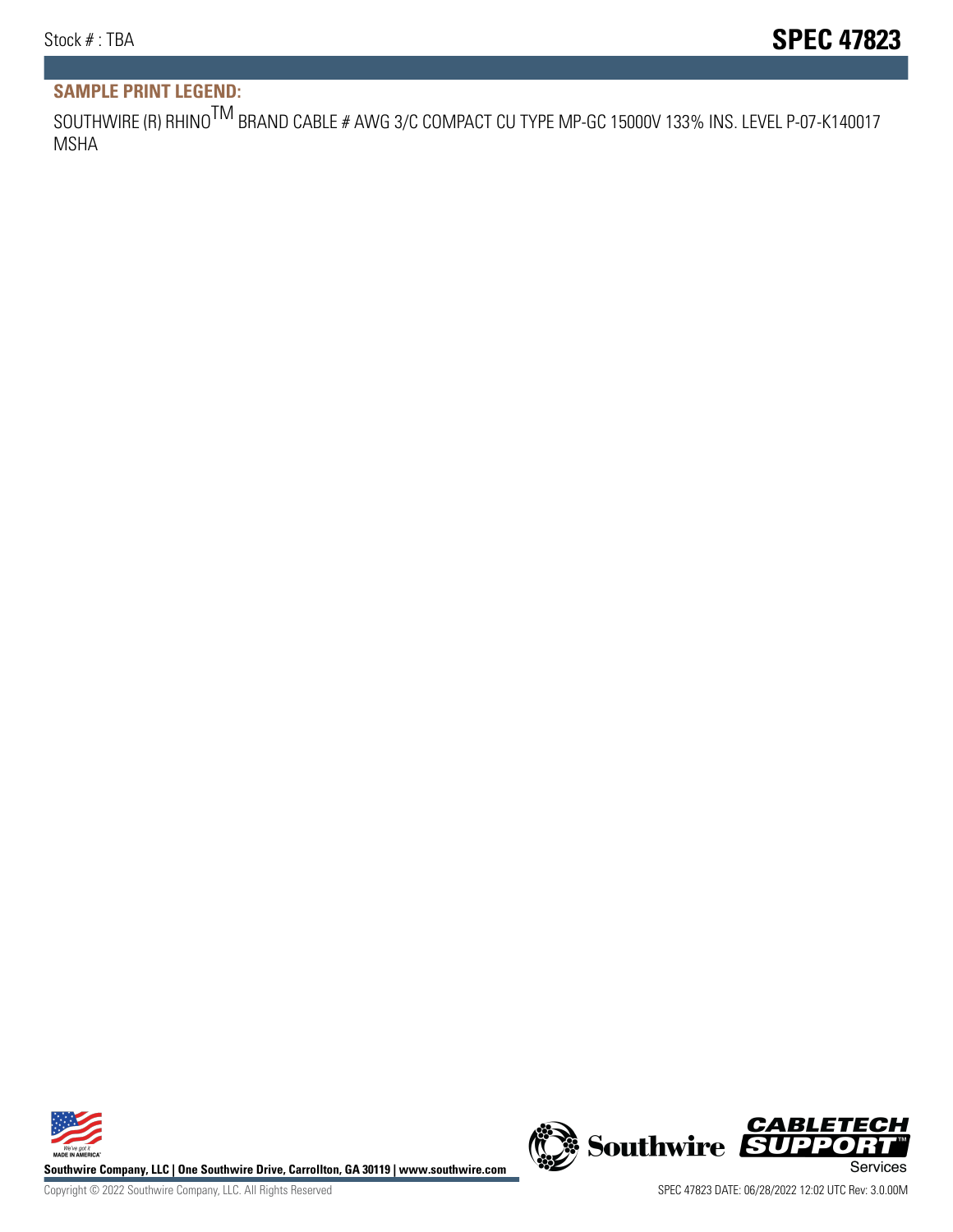## SAMPLE PRINT LEGEND:

SOUTHWIRE (R) RHINO$^{TM}$ BRAND CABLE # AWG 3/C COMPACT CU TYPE MP-GC 15000V 133% INS. LEVEL P-07-K140017 MSHA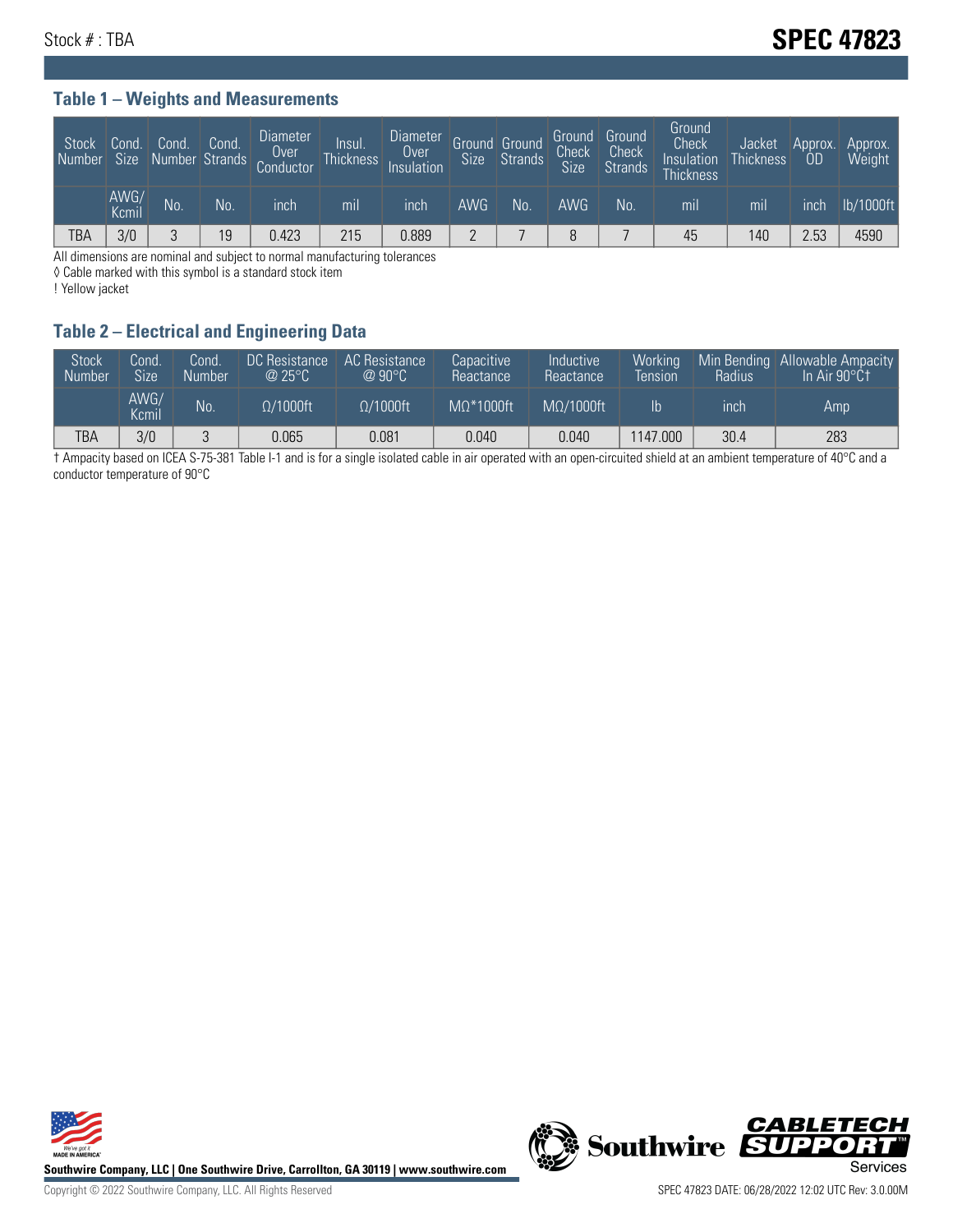Stock # : TBA

# SPEC 47823

## Table 1 – Weights and Measurements

| Stock Number | Cond. Size | Cond. Number | Cond. Strands | Diameter Over Conductor | Insul. Thickness | Diameter Over Insulation | Ground Size | Ground Strands | Ground Check Size | Ground Check Strands | Ground Check Insulation Thickness | Jacket Thickness | Approx. OD | Approx. Weight |
|---|---|---|---|---|---|---|---|---|---|---|---|---|---|---|
| | AWG/ Kcmil | No. | No. | inch | mil | inch | AWG | No. | AWG | No. | mil | mil | inch | lb/1000ft |
| TBA | 3/0 | 3 | 19 | 0.423 | 215 | 0.889 | 2 | 7 | 8 | 7 | 45 | 140 | 2.53 | 4590 |

All dimensions are nominal and subject to normal manufacturing tolerances

◊ Cable marked with this symbol is a standard stock item

! Yellow jacket

## Table 2 – Electrical and Engineering Data

| Stock Number | Cond. Size | Cond. Number | DC Resistance @ 25°C | AC Resistance @ 90°C | Capacitive Reactance | Inductive Reactance | Working Tension | Min Bending Radius | Allowable Ampacity In Air 90°C† |
|---|---|---|---|---|---|---|---|---|---|
| | AWG/ Kcmil | No. | Ω/1000ft | Ω/1000ft | MΩ*1000ft | MΩ/1000ft | lb | inch | Amp |
| TBA | 3/0 | 3 | 0.065 | 0.081 | 0.040 | 0.040 | 1147.000 | 30.4 | 283 |

† Ampacity based on ICEA S-75-381 Table I-1 and is for a single isolated cable in air operated with an open-circuited shield at an ambient temperature of 40°C and a conductor temperature of 90°C

Southwire Company, LLC | One Southwire Drive, Carrollton, GA 30119 | www.southwire.com

Copyright © 2022 Southwire Company, LLC. All Rights Reserved

SPEC 47823 DATE: 06/28/2022 12:02 UTC Rev: 3.0.00M